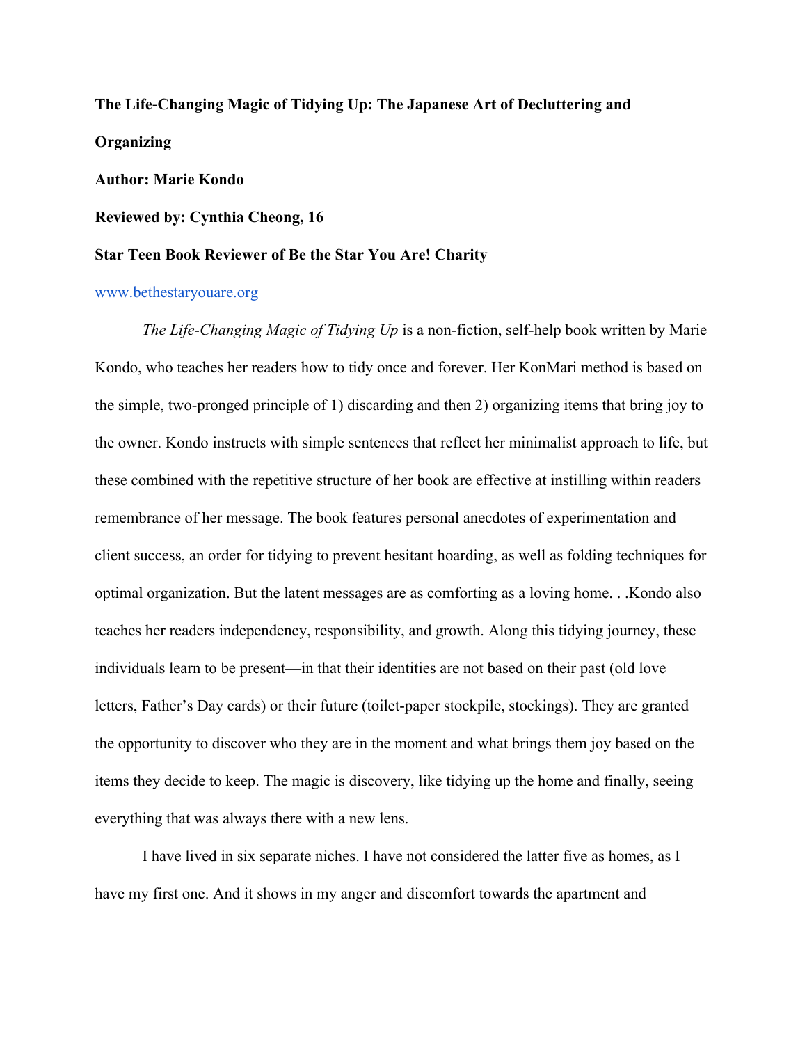**The Life-Changing Magic of Tidying Up: The Japanese Art of Decluttering and Organizing**

**Author: Marie Kondo**

**Reviewed by: Cynthia Cheong, 16**

**Star Teen Book Reviewer of Be the Star You Are! Charity**

[www.bethestaryouare.org](http://www.bethestaryouare.org)

*The Life-Changing Magic of Tidying Up* is a non-fiction, self-help book written by Marie Kondo, who teaches her readers how to tidy once and forever. Her KonMari method is based on the simple, two-pronged principle of 1) discarding and then 2) organizing items that bring joy to the owner. Kondo instructs with simple sentences that reflect her minimalist approach to life, but these combined with the repetitive structure of her book are effective at instilling within readers remembrance of her message. The book features personal anecdotes of experimentation and client success, an order for tidying to prevent hesitant hoarding, as well as folding techniques for optimal organization. But the latent messages are as comforting as a loving home. . .Kondo also teaches her readers independency, responsibility, and growth. Along this tidying journey, these individuals learn to be present—in that their identities are not based on their past (old love letters, Father's Day cards) or their future (toilet-paper stockpile, stockings). They are granted the opportunity to discover who they are in the moment and what brings them joy based on the items they decide to keep. The magic is discovery, like tidying up the home and finally, seeing everything that was always there with a new lens.

I have lived in six separate niches. I have not considered the latter five as homes, as I have my first one. And it shows in my anger and discomfort towards the apartment and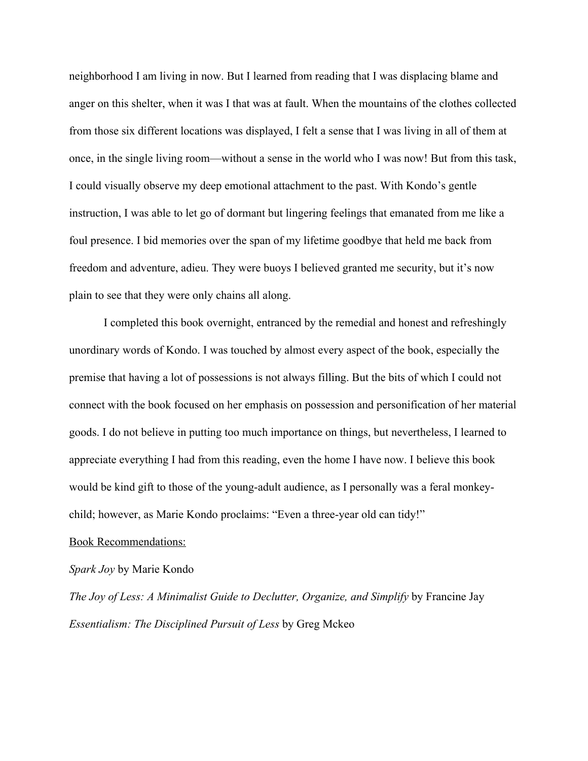neighborhood I am living in now. But I learned from reading that I was displacing blame and anger on this shelter, when it was I that was at fault. When the mountains of the clothes collected from those six different locations was displayed, I felt a sense that I was living in all of them at once, in the single living room—without a sense in the world who I was now! But from this task, I could visually observe my deep emotional attachment to the past. With Kondo's gentle instruction, I was able to let go of dormant but lingering feelings that emanated from me like a foul presence. I bid memories over the span of my lifetime goodbye that held me back from freedom and adventure, adieu. They were buoys I believed granted me security, but it's now plain to see that they were only chains all along.

I completed this book overnight, entranced by the remedial and honest and refreshingly unordinary words of Kondo. I was touched by almost every aspect of the book, especially the premise that having a lot of possessions is not always filling. But the bits of which I could not connect with the book focused on her emphasis on possession and personification of her material goods. I do not believe in putting too much importance on things, but nevertheless, I learned to appreciate everything I had from this reading, even the home I have now. I believe this book would be kind gift to those of the young-adult audience, as I personally was a feral monkey-child; however, as Marie Kondo proclaims: "Even a three-year old can tidy!"

<u>Book Recommendations:</u>

*Spark Joy* by Marie Kondo

*The Joy of Less: A Minimalist Guide to Declutter, Organize, and Simplify* by Francine Jay

*Essentialism: The Disciplined Pursuit of Less* by Greg Mckeo